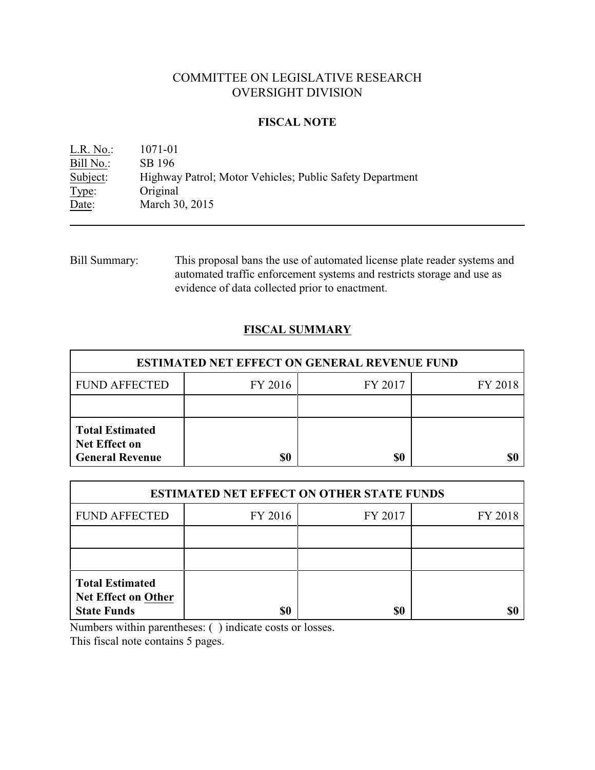# COMMITTEE ON LEGISLATIVE RESEARCH
# OVERSIGHT DIVISION

## FISCAL NOTE

L.R. No.: 1071-01
Bill No.: SB 196
Subject: Highway Patrol; Motor Vehicles; Public Safety Department
Type: Original
Date: March 30, 2015

---

Bill Summary: This proposal bans the use of automated license plate reader systems and automated traffic enforcement systems and restricts storage and use as evidence of data collected prior to enactment.

## FISCAL SUMMARY

| ESTIMATED NET EFFECT ON GENERAL REVENUE FUND | | | |
|---|---|---|---|
| FUND AFFECTED | FY 2016 | FY 2017 | FY 2018 |
| | | | |
| **Total Estimated Net Effect on General Revenue** | **$0** | **$0** | **$0** |

| ESTIMATED NET EFFECT ON OTHER STATE FUNDS | | | |
|---|---|---|---|
| FUND AFFECTED | FY 2016 | FY 2017 | FY 2018 |
| | | | |
| | | | |
| **Total Estimated Net Effect on Other State Funds** | **$0** | **$0** | **$0** |

Numbers within parentheses: ( ) indicate costs or losses.
This fiscal note contains 5 pages.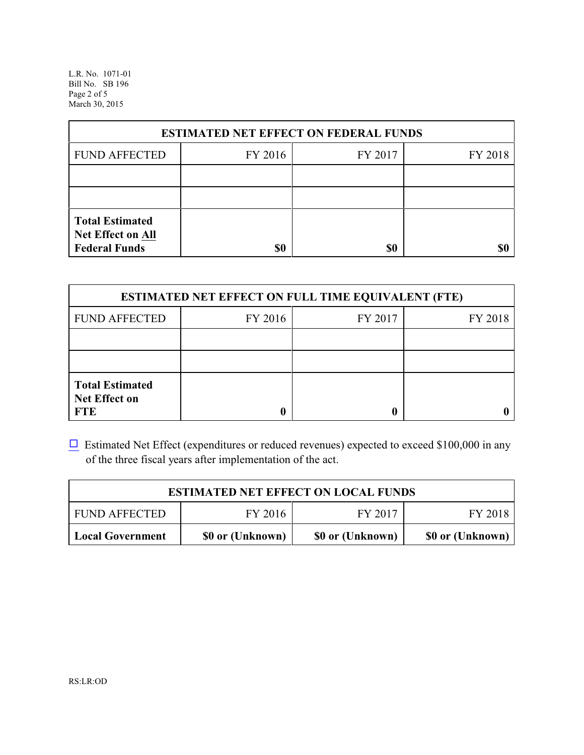| ESTIMATED NET EFFECT ON FEDERAL FUNDS | | | |
|---|---|---|---|
| FUND AFFECTED | FY 2016 | FY 2017 | FY 2018 |
| | | | |
| | | | |
| **Total Estimated Net Effect on All Federal Funds** | **$0** | **$0** | **$0** |

| ESTIMATED NET EFFECT ON FULL TIME EQUIVALENT (FTE) | | | |
|---|---|---|---|
| FUND AFFECTED | FY 2016 | FY 2017 | FY 2018 |
| | | | |
| | | | |
| **Total Estimated Net Effect on FTE** | **0** | **0** | **0** |

☐ Estimated Net Effect (expenditures or reduced revenues) expected to exceed $100,000 in any of the three fiscal years after implementation of the act.

| ESTIMATED NET EFFECT ON LOCAL FUNDS | | | |
|---|---|---|---|
| FUND AFFECTED | FY 2016 | FY 2017 | FY 2018 |
| **Local Government** | **$0 or (Unknown)** | **$0 or (Unknown)** | **$0 or (Unknown)** |

RS:LR:OD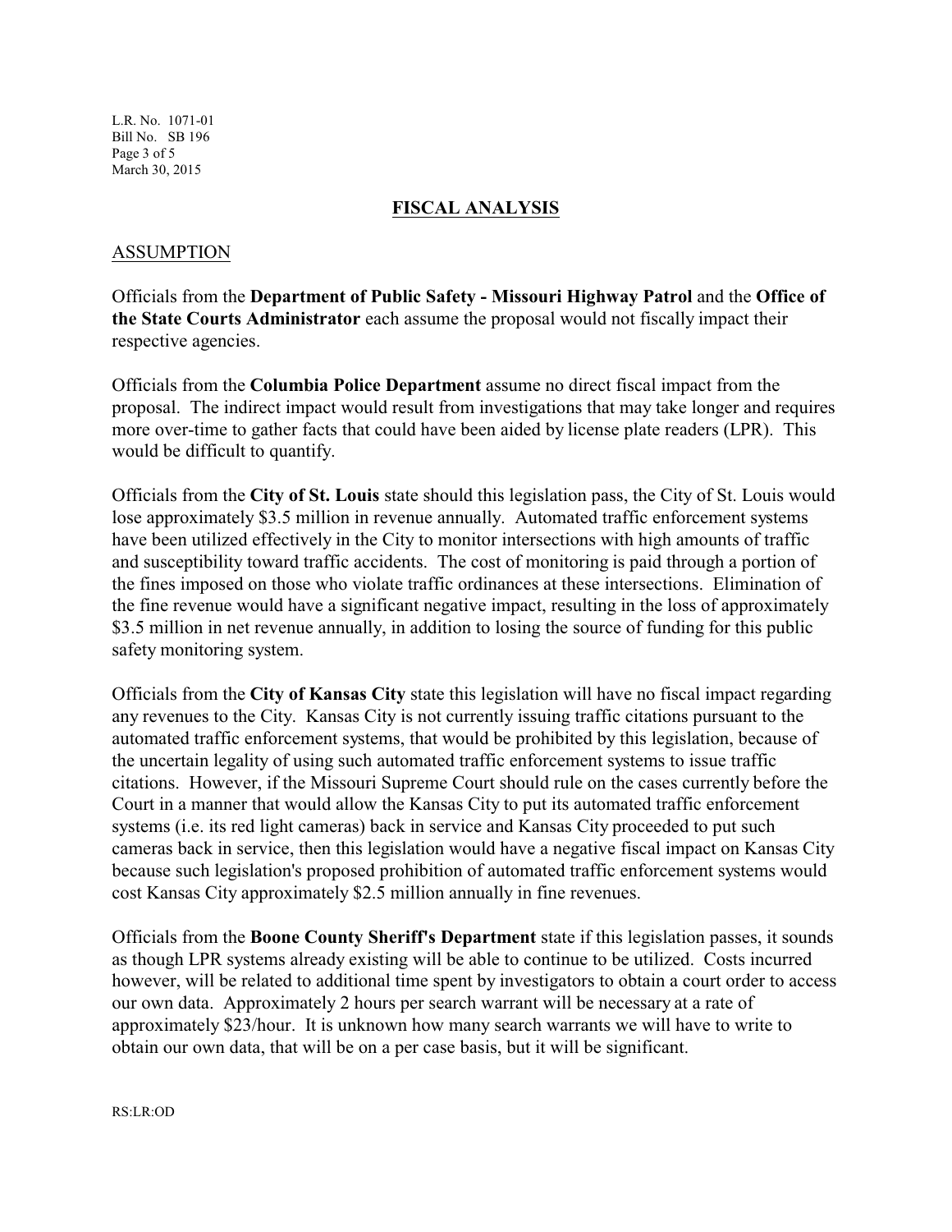## FISCAL ANALYSIS

### ASSUMPTION

Officials from the **Department of Public Safety - Missouri Highway Patrol** and the **Office of the State Courts Administrator** each assume the proposal would not fiscally impact their respective agencies.

Officials from the **Columbia Police Department** assume no direct fiscal impact from the proposal. The indirect impact would result from investigations that may take longer and requires more over-time to gather facts that could have been aided by license plate readers (LPR). This would be difficult to quantify.

Officials from the **City of St. Louis** state should this legislation pass, the City of St. Louis would lose approximately $3.5 million in revenue annually. Automated traffic enforcement systems have been utilized effectively in the City to monitor intersections with high amounts of traffic and susceptibility toward traffic accidents. The cost of monitoring is paid through a portion of the fines imposed on those who violate traffic ordinances at these intersections. Elimination of the fine revenue would have a significant negative impact, resulting in the loss of approximately $3.5 million in net revenue annually, in addition to losing the source of funding for this public safety monitoring system.

Officials from the **City of Kansas City** state this legislation will have no fiscal impact regarding any revenues to the City. Kansas City is not currently issuing traffic citations pursuant to the automated traffic enforcement systems, that would be prohibited by this legislation, because of the uncertain legality of using such automated traffic enforcement systems to issue traffic citations. However, if the Missouri Supreme Court should rule on the cases currently before the Court in a manner that would allow the Kansas City to put its automated traffic enforcement systems (i.e. its red light cameras) back in service and Kansas City proceeded to put such cameras back in service, then this legislation would have a negative fiscal impact on Kansas City because such legislation's proposed prohibition of automated traffic enforcement systems would cost Kansas City approximately $2.5 million annually in fine revenues.

Officials from the **Boone County Sheriff's Department** state if this legislation passes, it sounds as though LPR systems already existing will be able to continue to be utilized. Costs incurred however, will be related to additional time spent by investigators to obtain a court order to access our own data. Approximately 2 hours per search warrant will be necessary at a rate of approximately $23/hour. It is unknown how many search warrants we will have to write to obtain our own data, that will be on a per case basis, but it will be significant.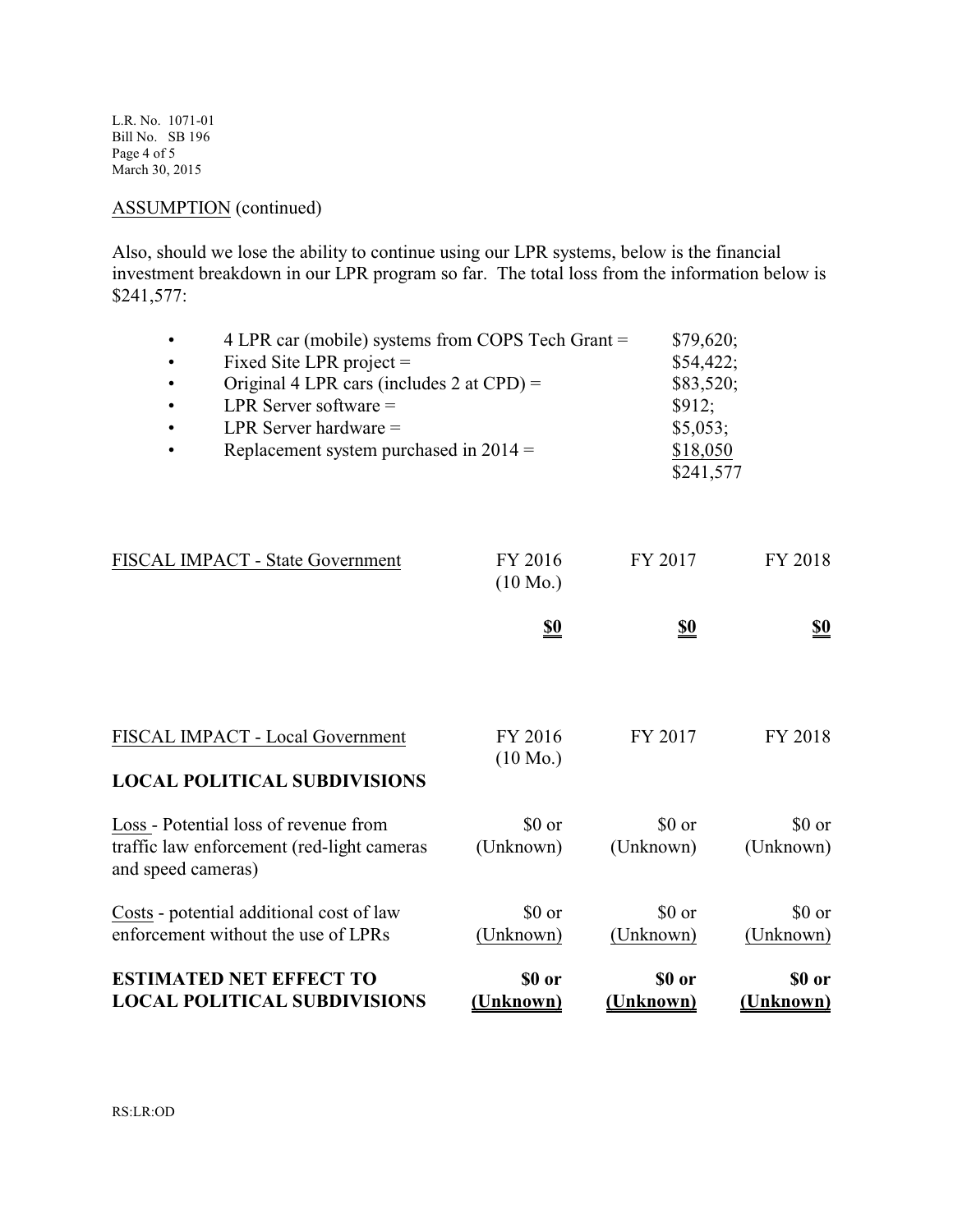ASSUMPTION (continued)

Also, should we lose the ability to continue using our LPR systems, below is the financial investment breakdown in our LPR program so far. The total loss from the information below is $241,577:

- 4 LPR car (mobile) systems from COPS Tech Grant = $79,620;
- Fixed Site LPR project = $54,422;
- Original 4 LPR cars (includes 2 at CPD) = $83,520;
- LPR Server software = $912;
- LPR Server hardware = $5,053;
- Replacement system purchased in 2014 = $18,050

$241,577

| FISCAL IMPACT - State Government | FY 2016 (10 Mo.) | FY 2017 | FY 2018 |
|---|---|---|---|
| | **$0** | **$0** | **$0** |

| FISCAL IMPACT - Local Government | FY 2016 (10 Mo.) | FY 2017 | FY 2018 |
|---|---|---|---|
| **LOCAL POLITICAL SUBDIVISIONS** | | | |
| Loss - Potential loss of revenue from traffic law enforcement (red-light cameras and speed cameras) | $0 or (Unknown) | $0 or (Unknown) | $0 or (Unknown) |
| Costs - potential additional cost of law enforcement without the use of LPRs | $0 or (Unknown) | $0 or (Unknown) | $0 or (Unknown) |
| **ESTIMATED NET EFFECT TO LOCAL POLITICAL SUBDIVISIONS** | **$0 or (Unknown)** | **$0 or (Unknown)** | **$0 or (Unknown)** |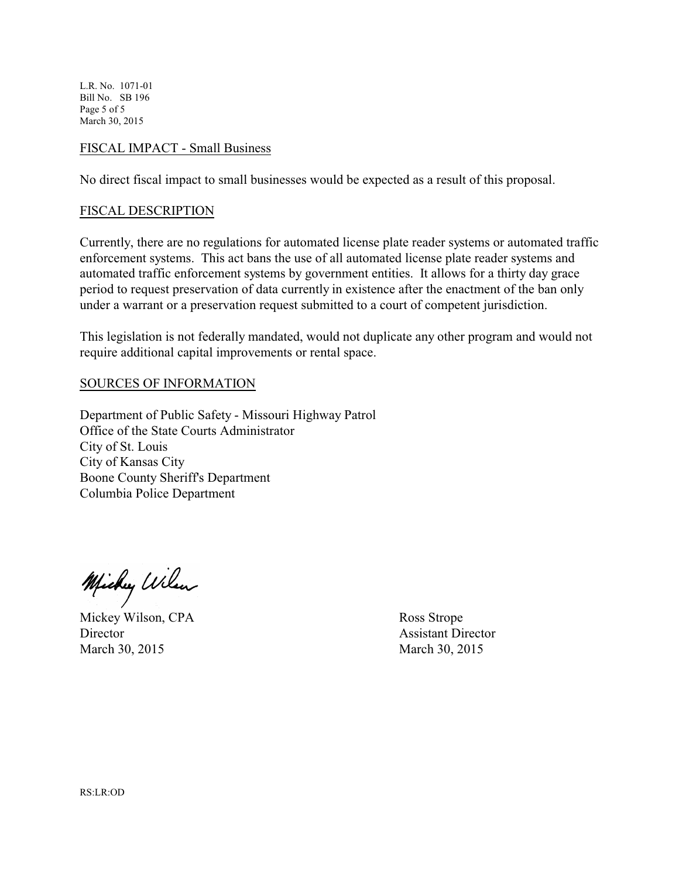FISCAL IMPACT - Small Business

No direct fiscal impact to small businesses would be expected as a result of this proposal.

FISCAL DESCRIPTION

Currently, there are no regulations for automated license plate reader systems or automated traffic enforcement systems. This act bans the use of all automated license plate reader systems and automated traffic enforcement systems by government entities. It allows for a thirty day grace period to request preservation of data currently in existence after the enactment of the ban only under a warrant or a preservation request submitted to a court of competent jurisdiction.

This legislation is not federally mandated, would not duplicate any other program and would not require additional capital improvements or rental space.

SOURCES OF INFORMATION

Department of Public Safety - Missouri Highway Patrol
Office of the State Courts Administrator
City of St. Louis
City of Kansas City
Boone County Sheriff's Department
Columbia Police Department

Mickey Wilson, CPA
Director
March 30, 2015

Ross Strope
Assistant Director
March 30, 2015

RS:LR:OD